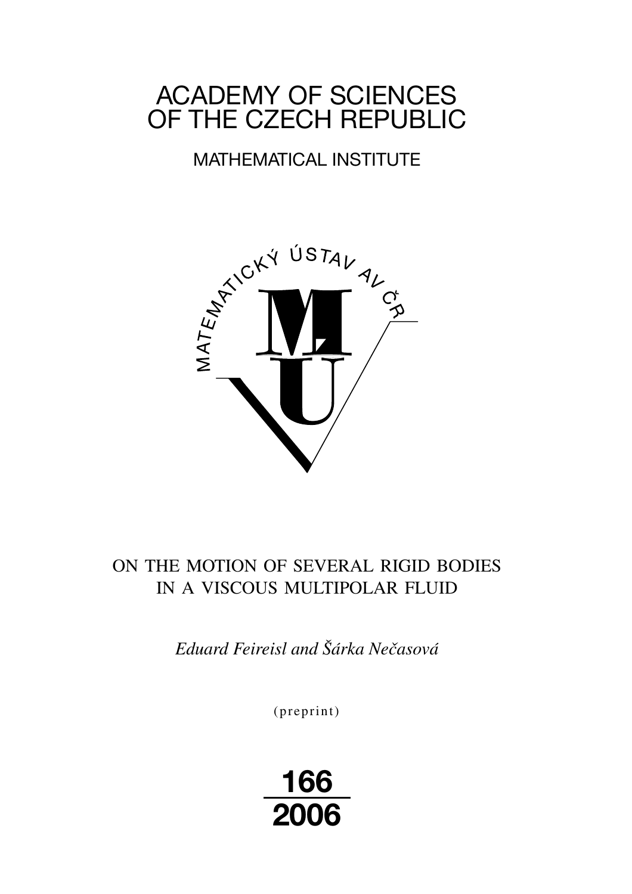# ACADEMY OF SCIENCES OF THE CZECH REPUBLIC

## MATHEMATICAL INSTITUTE

MATEMATICKÝ ÚSTAV AV ČR

# ON THE MOTION OF SEVERAL RIGID BODIES IN A VISCOUS MULTIPOLAR FLUID

*Eduard Feireisl and Šárka Nečasová*

(preprint)

166
2006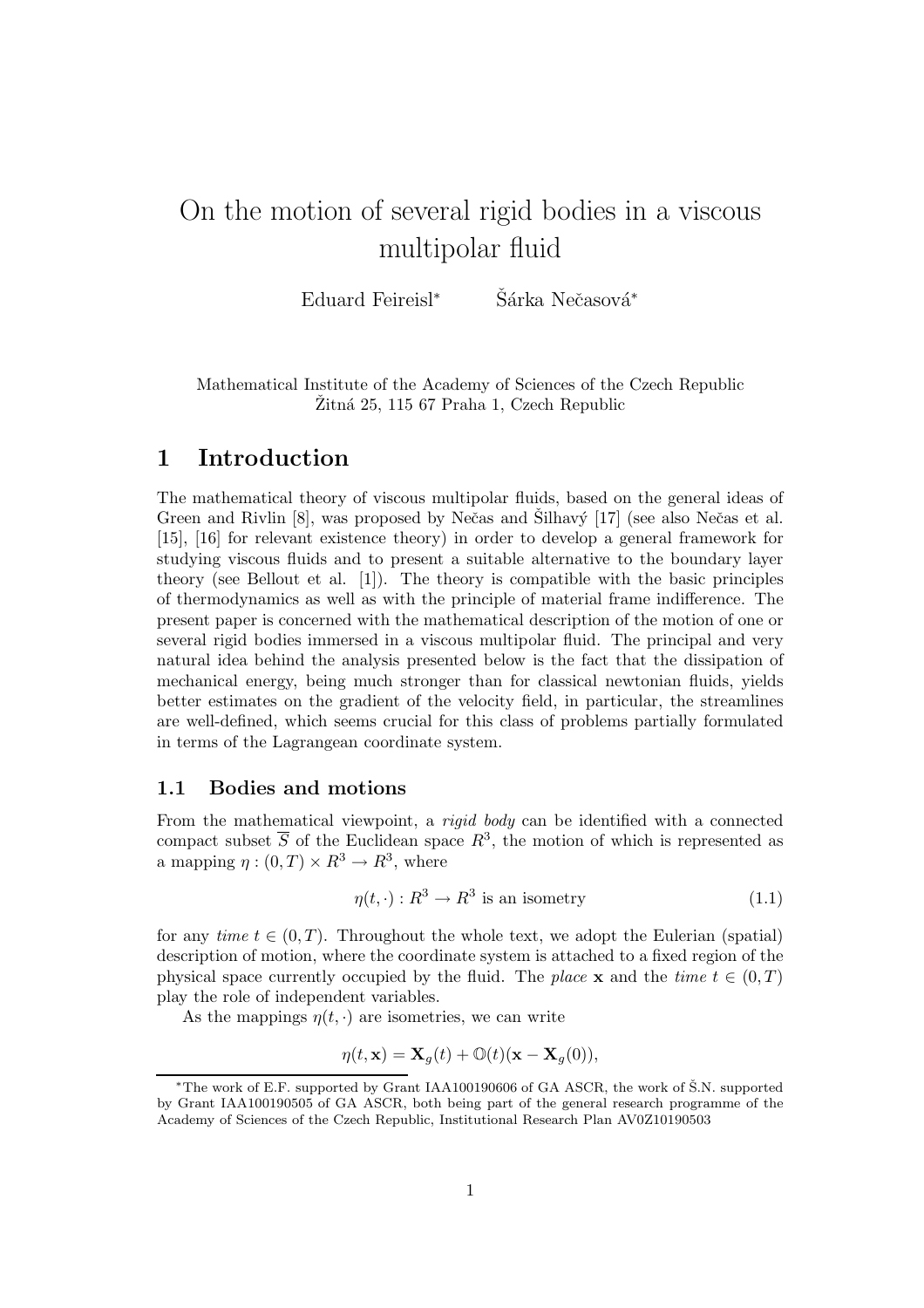# On the motion of several rigid bodies in a viscous multipolar fluid

Eduard Feireisl* Šárka Nečasová*

Mathematical Institute of the Academy of Sciences of the Czech Republic
Žitná 25, 115 67 Praha 1, Czech Republic

## 1 Introduction

The mathematical theory of viscous multipolar fluids, based on the general ideas of Green and Rivlin [8], was proposed by Nečas and Šilhavý [17] (see also Nečas et al. [15], [16] for relevant existence theory) in order to develop a general framework for studying viscous fluids and to present a suitable alternative to the boundary layer theory (see Bellout et al. [1]). The theory is compatible with the basic principles of thermodynamics as well as with the principle of material frame indifference. The present paper is concerned with the mathematical description of the motion of one or several rigid bodies immersed in a viscous multipolar fluid. The principal and very natural idea behind the analysis presented below is the fact that the dissipation of mechanical energy, being much stronger than for classical newtonian fluids, yields better estimates on the gradient of the velocity field, in particular, the streamlines are well-defined, which seems crucial for this class of problems partially formulated in terms of the Lagrangean coordinate system.

### 1.1 Bodies and motions

From the mathematical viewpoint, a *rigid body* can be identified with a connected compact subset $\overline{S}$ of the Euclidean space $R^3$, the motion of which is represented as a mapping $\eta : (0,T) \times R^3 \to R^3$, where

$$\eta(t, \cdot) : R^3 \to R^3 \text{ is an isometry} \tag{1.1}$$

for any *time* $t \in (0,T)$. Throughout the whole text, we adopt the Eulerian (spatial) description of motion, where the coordinate system is attached to a fixed region of the physical space currently occupied by the fluid. The *place* $\mathbf{x}$ and the *time* $t \in (0,T)$ play the role of independent variables.

As the mappings $\eta(t, \cdot)$ are isometries, we can write

$$\eta(t, \mathbf{x}) = \mathbf{X}_g(t) + \mathbb{O}(t)(\mathbf{x} - \mathbf{X}_g(0)),$$

*The work of E.F. supported by Grant IAA100190606 of GA ASCR, the work of Š.N. supported by Grant IAA100190505 of GA ASCR, both being part of the general research programme of the Academy of Sciences of the Czech Republic, Institutional Research Plan AV0Z10190503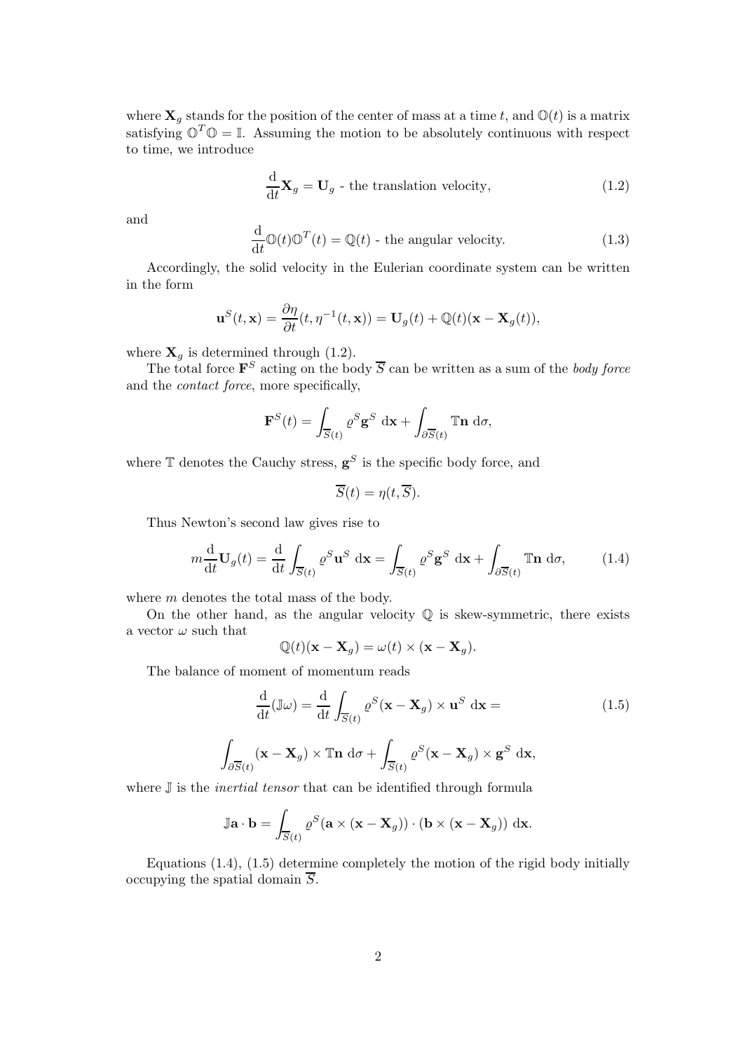where $\mathbf{X}_g$ stands for the position of the center of mass at a time $t$, and $\mathbb{O}(t)$ is a matrix satisfying $\mathbb{O}^T\mathbb{O} = \mathbb{I}$. Assuming the motion to be absolutely continuous with respect to time, we introduce

$$\frac{\mathrm{d}}{\mathrm{d}t}\mathbf{X}_g = \mathbf{U}_g \text{ - the translation velocity,} \tag{1.2}$$

and

$$\frac{\mathrm{d}}{\mathrm{d}t}\mathbb{O}(t)\mathbb{O}^T(t) = \mathbb{Q}(t) \text{ - the angular velocity.} \tag{1.3}$$

Accordingly, the solid velocity in the Eulerian coordinate system can be written in the form

$$\mathbf{u}^S(t,\mathbf{x}) = \frac{\partial \eta}{\partial t}(t, \eta^{-1}(t,\mathbf{x})) = \mathbf{U}_g(t) + \mathbb{Q}(t)(\mathbf{x} - \mathbf{X}_g(t)),$$

where $\mathbf{X}_g$ is determined through (1.2).

The total force $\mathbf{F}^S$ acting on the body $\overline{S}$ can be written as a sum of the *body force* and the *contact force*, more specifically,

$$\mathbf{F}^S(t) = \int_{\overline{S}(t)} \varrho^S \mathbf{g}^S \ \mathrm{d}\mathbf{x} + \int_{\partial\overline{S}(t)} \mathbb{T}\mathbf{n} \ \mathrm{d}\sigma,$$

where $\mathbb{T}$ denotes the Cauchy stress, $\mathbf{g}^S$ is the specific body force, and

$$\overline{S}(t) = \eta(t, \overline{S}).$$

Thus Newton's second law gives rise to

$$m\frac{\mathrm{d}}{\mathrm{d}t}\mathbf{U}_g(t) = \frac{\mathrm{d}}{\mathrm{d}t}\int_{\overline{S}(t)} \varrho^S \mathbf{u}^S \ \mathrm{d}\mathbf{x} = \int_{\overline{S}(t)} \varrho^S \mathbf{g}^S \ \mathrm{d}\mathbf{x} + \int_{\partial\overline{S}(t)} \mathbb{T}\mathbf{n} \ \mathrm{d}\sigma, \tag{1.4}$$

where $m$ denotes the total mass of the body.

On the other hand, as the angular velocity $\mathbb{Q}$ is skew-symmetric, there exists a vector $\omega$ such that

$$\mathbb{Q}(t)(\mathbf{x} - \mathbf{X}_g) = \omega(t) \times (\mathbf{x} - \mathbf{X}_g).$$

The balance of moment of momentum reads

$$\frac{\mathrm{d}}{\mathrm{d}t}(\mathbb{J}\omega) = \frac{\mathrm{d}}{\mathrm{d}t}\int_{\overline{S}(t)} \varrho^S (\mathbf{x} - \mathbf{X}_g) \times \mathbf{u}^S \ \mathrm{d}\mathbf{x} = \tag{1.5}$$

$$\int_{\partial\overline{S}(t)} (\mathbf{x} - \mathbf{X}_g) \times \mathbb{T}\mathbf{n} \ \mathrm{d}\sigma + \int_{\overline{S}(t)} \varrho^S (\mathbf{x} - \mathbf{X}_g) \times \mathbf{g}^S \ \mathrm{d}\mathbf{x},$$

where $\mathbb{J}$ is the *inertial tensor* that can be identified through formula

$$\mathbb{J}\mathbf{a} \cdot \mathbf{b} = \int_{\overline{S}(t)} \varrho^S (\mathbf{a} \times (\mathbf{x} - \mathbf{X}_g)) \cdot (\mathbf{b} \times (\mathbf{x} - \mathbf{X}_g)) \ \mathrm{d}\mathbf{x}.$$

Equations (1.4), (1.5) determine completely the motion of the rigid body initially occupying the spatial domain $\overline{S}$.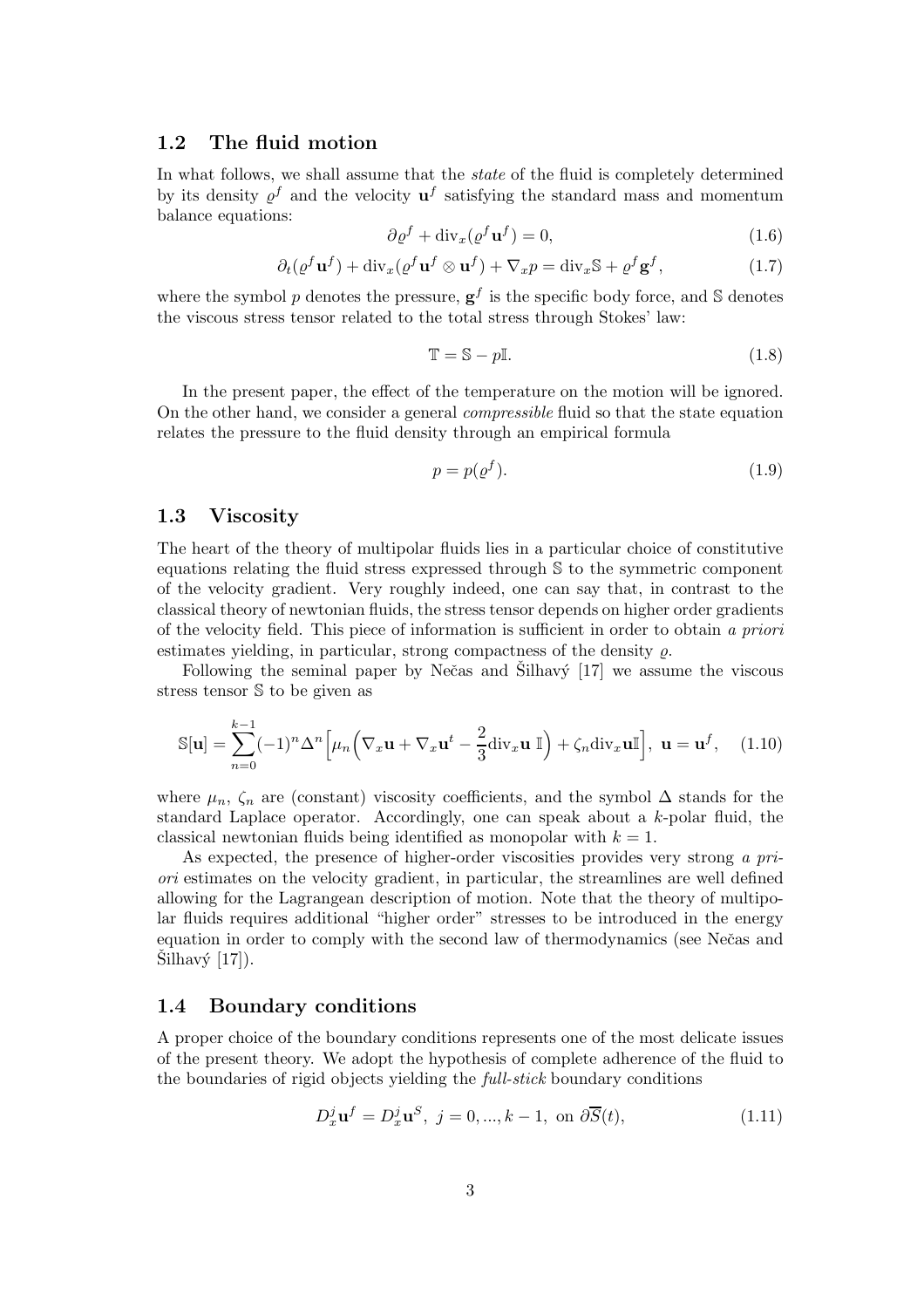### 1.2 The fluid motion

In what follows, we shall assume that the *state* of the fluid is completely determined by its density $\varrho^f$ and the velocity $\mathbf{u}^f$ satisfying the standard mass and momentum balance equations:

$$\partial \varrho^f + \operatorname{div}_x(\varrho^f \mathbf{u}^f) = 0, \tag{1.6}$$

$$\partial_t(\varrho^f \mathbf{u}^f) + \operatorname{div}_x(\varrho^f \mathbf{u}^f \otimes \mathbf{u}^f) + \nabla_x p = \operatorname{div}_x \mathbb{S} + \varrho^f \mathbf{g}^f, \tag{1.7}$$

where the symbol $p$ denotes the pressure, $\mathbf{g}^f$ is the specific body force, and $\mathbb{S}$ denotes the viscous stress tensor related to the total stress through Stokes' law:

$$\mathbb{T} = \mathbb{S} - p\mathbb{I}. \tag{1.8}$$

In the present paper, the effect of the temperature on the motion will be ignored. On the other hand, we consider a general *compressible* fluid so that the state equation relates the pressure to the fluid density through an empirical formula

$$p = p(\varrho^f). \tag{1.9}$$

### 1.3 Viscosity

The heart of the theory of multipolar fluids lies in a particular choice of constitutive equations relating the fluid stress expressed through $\mathbb{S}$ to the symmetric component of the velocity gradient. Very roughly indeed, one can say that, in contrast to the classical theory of newtonian fluids, the stress tensor depends on higher order gradients of the velocity field. This piece of information is sufficient in order to obtain *a priori* estimates yielding, in particular, strong compactness of the density $\varrho$.

Following the seminal paper by Nečas and Šilhavý [17] we assume the viscous stress tensor $\mathbb{S}$ to be given as

$$\mathbb{S}[\mathbf{u}] = \sum_{n=0}^{k-1} (-1)^n \Delta^n \Big[ \mu_n \Big( \nabla_x \mathbf{u} + \nabla_x \mathbf{u}^t - \frac{2}{3} \operatorname{div}_x \mathbf{u} \; \mathbb{I} \Big) + \zeta_n \operatorname{div}_x \mathbf{u} \mathbb{I} \Big], \; \mathbf{u} = \mathbf{u}^f, \tag{1.10}$$

where $\mu_n$, $\zeta_n$ are (constant) viscosity coefficients, and the symbol $\Delta$ stands for the standard Laplace operator. Accordingly, one can speak about a $k$-polar fluid, the classical newtonian fluids being identified as monopolar with $k = 1$.

As expected, the presence of higher-order viscosities provides very strong *a priori* estimates on the velocity gradient, in particular, the streamlines are well defined allowing for the Lagrangean description of motion. Note that the theory of multipolar fluids requires additional "higher order" stresses to be introduced in the energy equation in order to comply with the second law of thermodynamics (see Nečas and Šilhavý [17]).

### 1.4 Boundary conditions

A proper choice of the boundary conditions represents one of the most delicate issues of the present theory. We adopt the hypothesis of complete adherence of the fluid to the boundaries of rigid objects yielding the *full-stick* boundary conditions

$$D_x^j \mathbf{u}^f = D_x^j \mathbf{u}^S, \; j = 0, ..., k-1, \text{ on } \partial \overline{S}(t), \tag{1.11}$$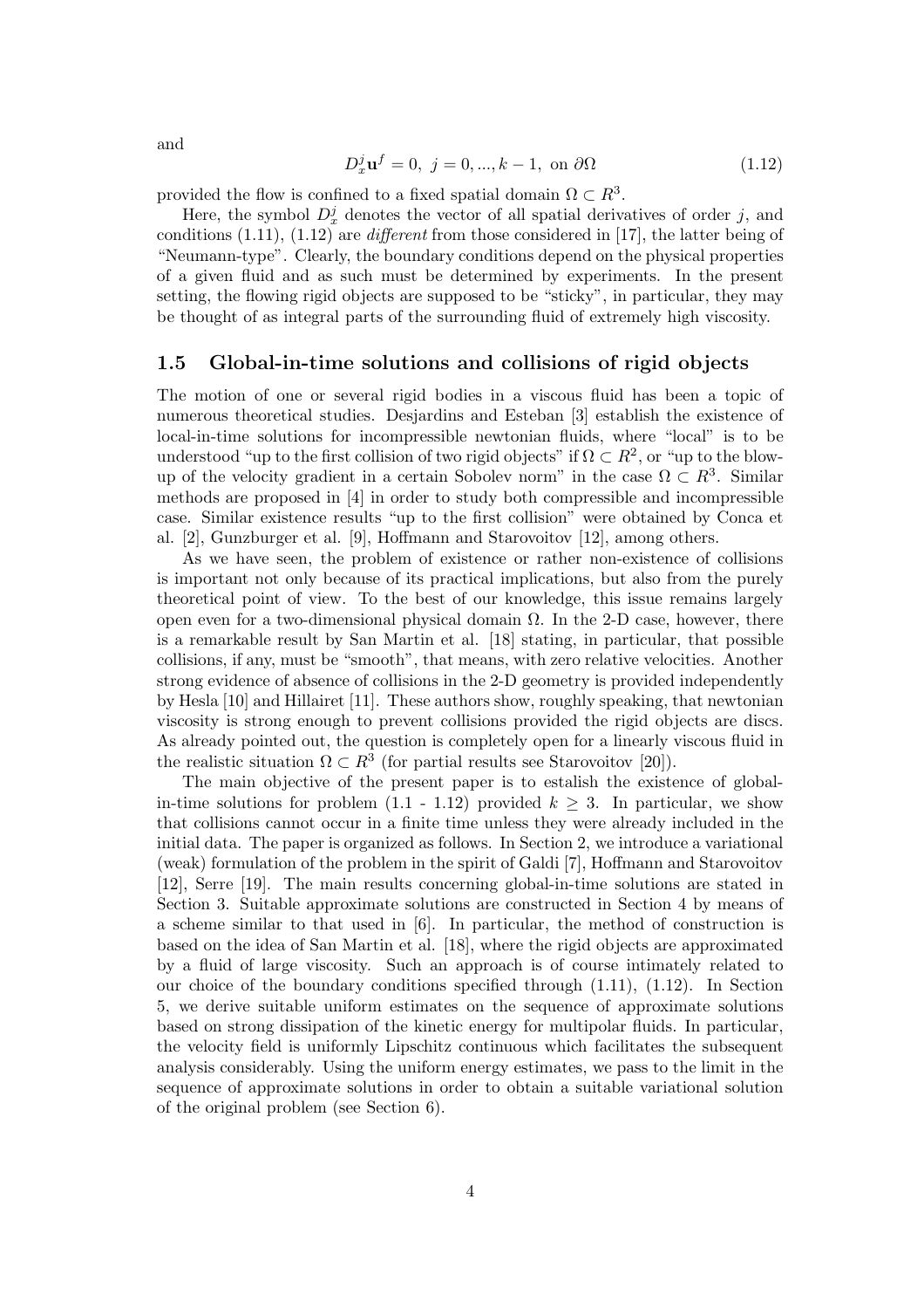and

$$D_x^j \mathbf{u}^f = 0, \ j = 0, ..., k-1, \ \text{on } \partial\Omega \tag{1.12}$$

provided the flow is confined to a fixed spatial domain $\Omega \subset R^3$.

Here, the symbol $D_x^j$ denotes the vector of all spatial derivatives of order $j$, and conditions (1.11), (1.12) are *different* from those considered in [17], the latter being of "Neumann-type". Clearly, the boundary conditions depend on the physical properties of a given fluid and as such must be determined by experiments. In the present setting, the flowing rigid objects are supposed to be "sticky", in particular, they may be thought of as integral parts of the surrounding fluid of extremely high viscosity.

### 1.5 Global-in-time solutions and collisions of rigid objects

The motion of one or several rigid bodies in a viscous fluid has been a topic of numerous theoretical studies. Desjardins and Esteban [3] establish the existence of local-in-time solutions for incompressible newtonian fluids, where "local" is to be understood "up to the first collision of two rigid objects" if $\Omega \subset R^2$, or "up to the blow-up of the velocity gradient in a certain Sobolev norm" in the case $\Omega \subset R^3$. Similar methods are proposed in [4] in order to study both compressible and incompressible case. Similar existence results "up to the first collision" were obtained by Conca et al. [2], Gunzburger et al. [9], Hoffmann and Starovoitov [12], among others.

As we have seen, the problem of existence or rather non-existence of collisions is important not only because of its practical implications, but also from the purely theoretical point of view. To the best of our knowledge, this issue remains largely open even for a two-dimensional physical domain $\Omega$. In the 2-D case, however, there is a remarkable result by San Martin et al. [18] stating, in particular, that possible collisions, if any, must be "smooth", that means, with zero relative velocities. Another strong evidence of absence of collisions in the 2-D geometry is provided independently by Hesla [10] and Hillairet [11]. These authors show, roughly speaking, that newtonian viscosity is strong enough to prevent collisions provided the rigid objects are discs. As already pointed out, the question is completely open for a linearly viscous fluid in the realistic situation $\Omega \subset R^3$ (for partial results see Starovoitov [20]).

The main objective of the present paper is to estalish the existence of global-in-time solutions for problem (1.1 - 1.12) provided $k \geq 3$. In particular, we show that collisions cannot occur in a finite time unless they were already included in the initial data. The paper is organized as follows. In Section 2, we introduce a variational (weak) formulation of the problem in the spirit of Galdi [7], Hoffmann and Starovoitov [12], Serre [19]. The main results concerning global-in-time solutions are stated in Section 3. Suitable approximate solutions are constructed in Section 4 by means of a scheme similar to that used in [6]. In particular, the method of construction is based on the idea of San Martin et al. [18], where the rigid objects are approximated by a fluid of large viscosity. Such an approach is of course intimately related to our choice of the boundary conditions specified through (1.11), (1.12). In Section 5, we derive suitable uniform estimates on the sequence of approximate solutions based on strong dissipation of the kinetic energy for multipolar fluids. In particular, the velocity field is uniformly Lipschitz continuous which facilitates the subsequent analysis considerably. Using the uniform energy estimates, we pass to the limit in the sequence of approximate solutions in order to obtain a suitable variational solution of the original problem (see Section 6).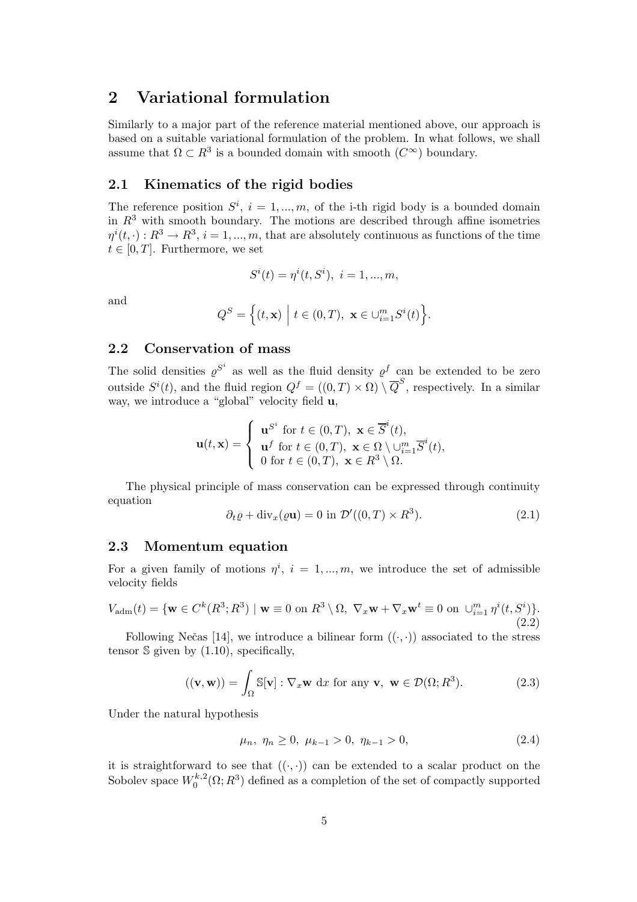## 2 Variational formulation

Similarly to a major part of the reference material mentioned above, our approach is based on a suitable variational formulation of the problem. In what follows, we shall assume that $\Omega \subset R^3$ is a bounded domain with smooth ($C^\infty$) boundary.

### 2.1 Kinematics of the rigid bodies

The reference position $S^i$, $i = 1, ..., m$, of the i-th rigid body is a bounded domain in $R^3$ with smooth boundary. The motions are described through affine isometries $\eta^i(t, \cdot) : R^3 \to R^3$, $i = 1, ..., m$, that are absolutely continuous as functions of the time $t \in [0, T]$. Furthermore, we set

$$S^i(t) = \eta^i(t, S^i), \ i = 1, ..., m,$$

and

$$Q^S = \Big\{ (t, \mathbf{x}) \ \Big| \ t \in (0,T), \ \mathbf{x} \in \cup_{i=1}^m S^i(t) \Big\}.$$

### 2.2 Conservation of mass

The solid densities $\varrho^{S^i}$ as well as the fluid density $\varrho^f$ can be extended to be zero outside $S^i(t)$, and the fluid region $Q^f = ((0,T) \times \Omega) \setminus \overline{Q}^S$, respectively. In a similar way, we introduce a "global" velocity field $\mathbf{u}$,

$$\mathbf{u}(t, \mathbf{x}) = \left\{ \begin{array}{l} \mathbf{u}^{S^i} \text{ for } t \in (0,T), \ \mathbf{x} \in \overline{S}^i(t), \\ \mathbf{u}^f \text{ for } t \in (0,T), \ \mathbf{x} \in \Omega \setminus \cup_{i=1}^m \overline{S}^i(t), \\ 0 \text{ for } t \in (0,T), \ \mathbf{x} \in R^3 \setminus \Omega. \end{array} \right.$$

The physical principle of mass conservation can be expressed through continuity equation

$$\partial_t \varrho + \text{div}_x(\varrho \mathbf{u}) = 0 \text{ in } \mathcal{D}'((0,T) \times R^3). \tag{2.1}$$

### 2.3 Momentum equation

For a given family of motions $\eta^i$, $i = 1, ..., m$, we introduce the set of admissible velocity fields

$$V_{\text{adm}}(t) = \{ \mathbf{w} \in C^k(R^3; R^3) \mid \mathbf{w} \equiv 0 \text{ on } R^3 \setminus \Omega, \ \nabla_x \mathbf{w} + \nabla_x \mathbf{w}^t \equiv 0 \text{ on } \cup_{i=1}^m \eta^i(t, S^i) \}. \tag{2.2}$$

Following Nečas [14], we introduce a bilinear form $((\cdot, \cdot))$ associated to the stress tensor $\mathbb{S}$ given by (1.10), specifically,

$$((\mathbf{v}, \mathbf{w})) = \int_\Omega \mathbb{S}[\mathbf{v}] : \nabla_x \mathbf{w} \ \text{d}x \text{ for any } \mathbf{v}, \ \mathbf{w} \in \mathcal{D}(\Omega; R^3). \tag{2.3}$$

Under the natural hypothesis

$$\mu_n, \ \eta_n \geq 0, \ \mu_{k-1} > 0, \ \eta_{k-1} > 0, \tag{2.4}$$

it is straightforward to see that $((\cdot, \cdot))$ can be extended to a scalar product on the Sobolev space $W_0^{k,2}(\Omega; R^3)$ defined as a completion of the set of compactly supported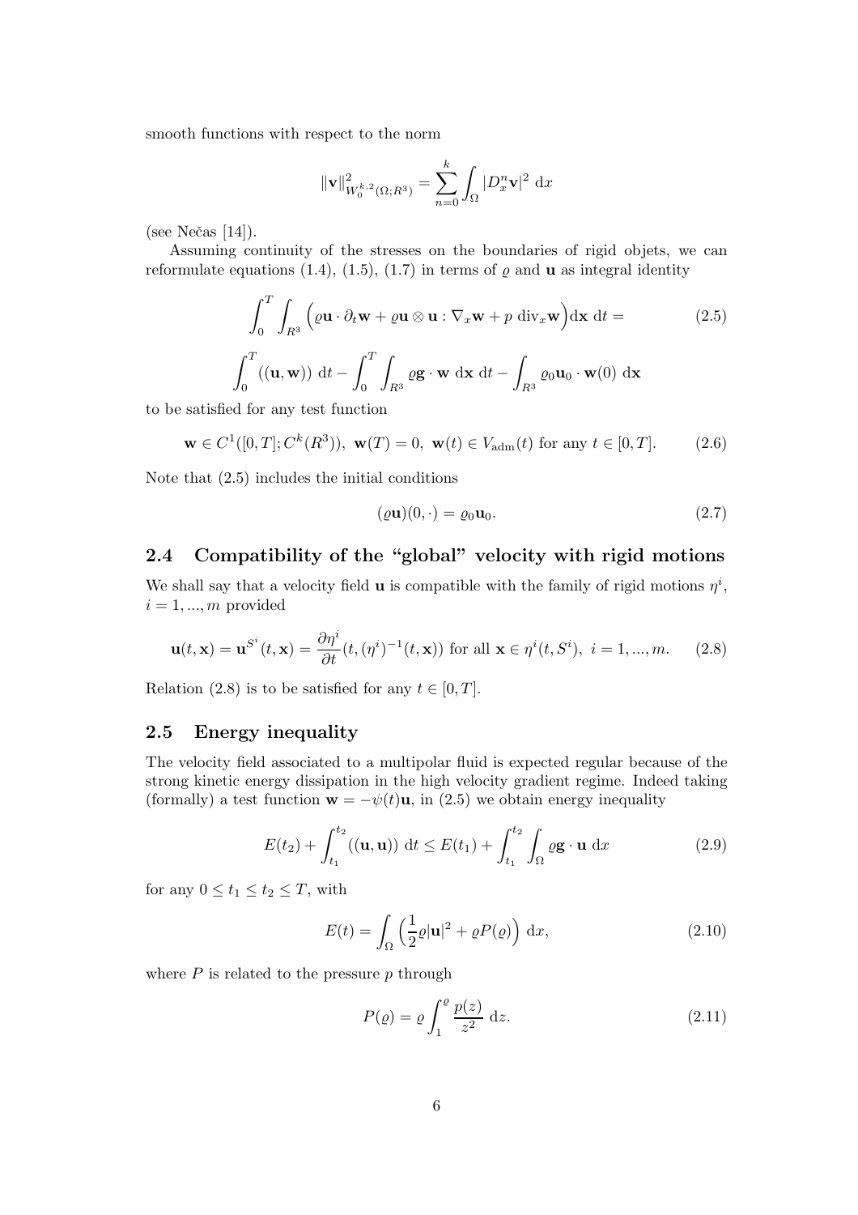smooth functions with respect to the norm

$$\|\mathbf{v}\|^2_{W_0^{k,2}(\Omega;R^3)} = \sum_{n=0}^{k} \int_\Omega |D_x^n \mathbf{v}|^2 \ \mathrm{d}x$$

(see Nečas [14]).

Assuming continuity of the stresses on the boundaries of rigid objets, we can reformulate equations (1.4), (1.5), (1.7) in terms of $\varrho$ and $\mathbf{u}$ as integral identity

$$\int_0^T \int_{R^3} \Big( \varrho \mathbf{u} \cdot \partial_t \mathbf{w} + \varrho \mathbf{u} \otimes \mathbf{u} : \nabla_x \mathbf{w} + p \ \mathrm{div}_x \mathbf{w} \Big) \mathrm{d}\mathbf{x} \ \mathrm{d}t = \tag{2.5}$$

$$\int_0^T ((\mathbf{u}, \mathbf{w})) \ \mathrm{d}t - \int_0^T \int_{R^3} \varrho \mathbf{g} \cdot \mathbf{w} \ \mathrm{d}\mathbf{x} \ \mathrm{d}t - \int_{R^3} \varrho_0 \mathbf{u}_0 \cdot \mathbf{w}(0) \ \mathrm{d}\mathbf{x}$$

to be satisfied for any test function

$$\mathbf{w} \in C^1([0,T]; C^k(R^3)), \ \mathbf{w}(T) = 0, \ \mathbf{w}(t) \in V_{\mathrm{adm}}(t) \text{ for any } t \in [0,T]. \tag{2.6}$$

Note that (2.5) includes the initial conditions

$$(\varrho \mathbf{u})(0, \cdot) = \varrho_0 \mathbf{u}_0. \tag{2.7}$$

## 2.4 Compatibility of the "global" velocity with rigid motions

We shall say that a velocity field $\mathbf{u}$ is compatible with the family of rigid motions $\eta^i$, $i = 1, ..., m$ provided

$$\mathbf{u}(t, \mathbf{x}) = \mathbf{u}^{S^i}(t, \mathbf{x}) = \frac{\partial \eta^i}{\partial t}(t, (\eta^i)^{-1}(t, \mathbf{x})) \text{ for all } \mathbf{x} \in \eta^i(t, S^i), \ i = 1, ..., m. \tag{2.8}$$

Relation (2.8) is to be satisfied for any $t \in [0,T]$.

## 2.5 Energy inequality

The velocity field associated to a multipolar fluid is expected regular because of the strong kinetic energy dissipation in the high velocity gradient regime. Indeed taking (formally) a test function $\mathbf{w} = -\psi(t)\mathbf{u}$, in (2.5) we obtain energy inequality

$$E(t_2) + \int_{t_1}^{t_2} ((\mathbf{u}, \mathbf{u})) \ \mathrm{d}t \leq E(t_1) + \int_{t_1}^{t_2} \int_\Omega \varrho \mathbf{g} \cdot \mathbf{u} \ \mathrm{d}x \tag{2.9}$$

for any $0 \leq t_1 \leq t_2 \leq T$, with

$$E(t) = \int_\Omega \Big( \frac{1}{2} \varrho |\mathbf{u}|^2 + \varrho P(\varrho) \Big) \ \mathrm{d}x, \tag{2.10}$$

where $P$ is related to the pressure $p$ through

$$P(\varrho) = \varrho \int_1^\varrho \frac{p(z)}{z^2} \ \mathrm{d}z. \tag{2.11}$$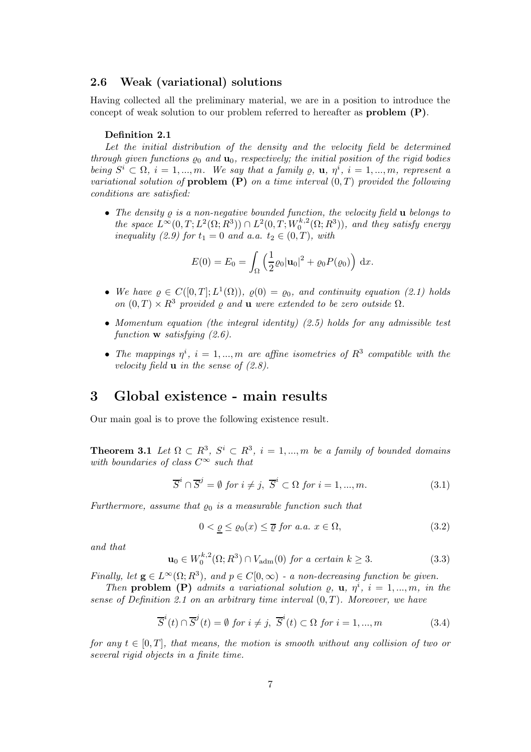### 2.6 Weak (variational) solutions

Having collected all the preliminary material, we are in a position to introduce the concept of weak solution to our problem referred to hereafter as **problem (P)**.

**Definition 2.1**

*Let the initial distribution of the density and the velocity field be determined through given functions $\varrho_0$ and $\mathbf{u}_0$, respectively; the initial position of the rigid bodies being $S^i \subset \Omega$, $i = 1, ..., m$. We say that a family $\varrho$, $\mathbf{u}$, $\eta^i$, $i = 1, ..., m$, represent a variational solution of* **problem (P)** *on a time interval $(0, T)$ provided the following conditions are satisfied:*

- *The density $\varrho$ is a non-negative bounded function, the velocity field $\mathbf{u}$ belongs to the space $L^\infty(0, T; L^2(\Omega; R^3)) \cap L^2(0, T; W_0^{k,2}(\Omega; R^3))$, and they satisfy energy inequality (2.9) for $t_1 = 0$ and a.a. $t_2 \in (0, T)$, with*

$$E(0) = E_0 = \int_\Omega \left( \frac{1}{2} \varrho_0 |\mathbf{u}_0|^2 + \varrho_0 P(\varrho_0) \right) \, \mathrm{d}x.$$

- *We have $\varrho \in C([0, T]; L^1(\Omega))$, $\varrho(0) = \varrho_0$, and continuity equation (2.1) holds on $(0, T) \times R^3$ provided $\varrho$ and $\mathbf{u}$ were extended to be zero outside $\Omega$.*
- *Momentum equation (the integral identity) (2.5) holds for any admissible test function $\mathbf{w}$ satisfying (2.6).*
- *The mappings $\eta^i$, $i = 1, ..., m$ are affine isometries of $R^3$ compatible with the velocity field $\mathbf{u}$ in the sense of (2.8).*

## 3 Global existence - main results

Our main goal is to prove the following existence result.

**Theorem 3.1** *Let $\Omega \subset R^3$, $S^i \subset R^3$, $i = 1, ..., m$ be a family of bounded domains with boundaries of class $C^\infty$ such that*

$$\overline{S}^i \cap \overline{S}^j = \emptyset \text{ for } i \neq j, \ \overline{S}^i \subset \Omega \text{ for } i = 1, ..., m. \tag{3.1}$$

*Furthermore, assume that $\varrho_0$ is a measurable function such that*

$$0 < \underline{\varrho} \leq \varrho_0(x) \leq \overline{\varrho} \text{ for a.a. } x \in \Omega, \tag{3.2}$$

*and that*

$$\mathbf{u}_0 \in W_0^{k,2}(\Omega; R^3) \cap V_{\mathrm{adm}}(0) \text{ for a certain } k \geq 3. \tag{3.3}$$

*Finally, let $\mathbf{g} \in L^\infty(\Omega; R^3)$, and $p \in C[0, \infty)$ - a non-decreasing function be given.*

*Then* **problem (P)** *admits a variational solution $\varrho$, $\mathbf{u}$, $\eta^i$, $i = 1, ..., m$, in the sense of Definition 2.1 on an arbitrary time interval $(0, T)$. Moreover, we have*

$$\overline{S}^i(t) \cap \overline{S}^j(t) = \emptyset \text{ for } i \neq j, \ \overline{S}^i(t) \subset \Omega \text{ for } i = 1, ..., m \tag{3.4}$$

*for any $t \in [0, T]$, that means, the motion is smooth without any collision of two or several rigid objects in a finite time.*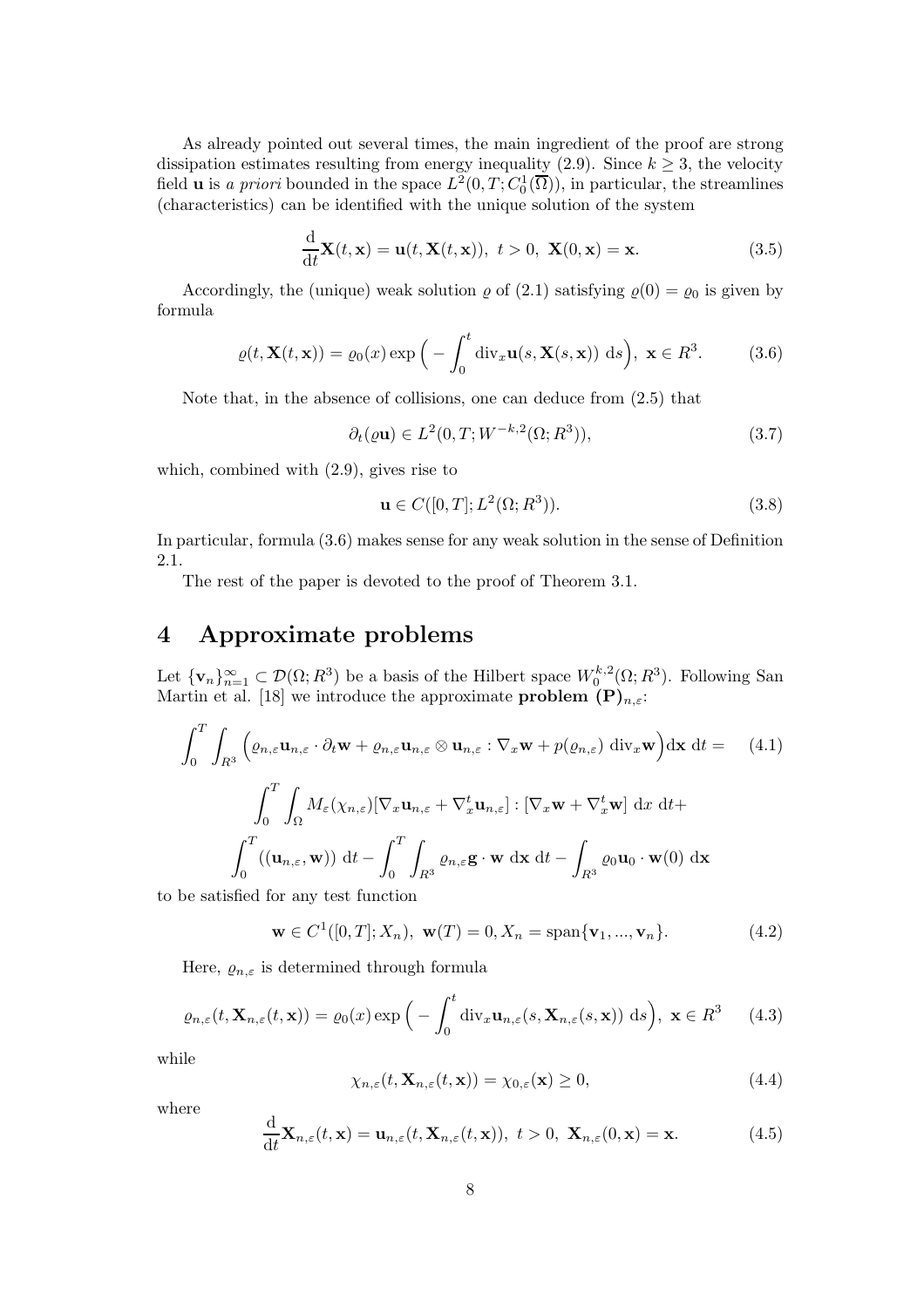As already pointed out several times, the main ingredient of the proof are strong dissipation estimates resulting from energy inequality (2.9). Since $k \geq 3$, the velocity field $\mathbf{u}$ is *a priori* bounded in the space $L^2(0,T;C^1_0(\overline{\Omega}))$, in particular, the streamlines (characteristics) can be identified with the unique solution of the system

$$\frac{\mathrm{d}}{\mathrm{d}t}\mathbf{X}(t,\mathbf{x}) = \mathbf{u}(t,\mathbf{X}(t,\mathbf{x})),\ t>0,\ \mathbf{X}(0,\mathbf{x}) = \mathbf{x}. \tag{3.5}$$

Accordingly, the (unique) weak solution $\varrho$ of (2.1) satisfying $\varrho(0) = \varrho_0$ is given by formula

$$\varrho(t,\mathbf{X}(t,\mathbf{x})) = \varrho_0(x)\exp\Big(-\int_0^t \mathrm{div}_x\mathbf{u}(s,\mathbf{X}(s,\mathbf{x}))\ \mathrm{d}s\Big),\ \mathbf{x}\in R^3. \tag{3.6}$$

Note that, in the absence of collisions, one can deduce from (2.5) that

$$\partial_t(\varrho\mathbf{u}) \in L^2(0,T;W^{-k,2}(\Omega;R^3)), \tag{3.7}$$

which, combined with (2.9), gives rise to

$$\mathbf{u} \in C([0,T];L^2(\Omega;R^3)). \tag{3.8}$$

In particular, formula (3.6) makes sense for any weak solution in the sense of Definition 2.1.

The rest of the paper is devoted to the proof of Theorem 3.1.

# 4 Approximate problems

Let $\{\mathbf{v}_n\}_{n=1}^\infty \subset \mathcal{D}(\Omega;R^3)$ be a basis of the Hilbert space $W^{k,2}_0(\Omega;R^3)$. Following San Martin et al. [18] we introduce the approximate **problem** $\mathbf{(P)}_{n,\varepsilon}$:

$$\int_0^T\int_{R^3}\Big(\varrho_{n,\varepsilon}\mathbf{u}_{n,\varepsilon}\cdot\partial_t\mathbf{w} + \varrho_{n,\varepsilon}\mathbf{u}_{n,\varepsilon}\otimes\mathbf{u}_{n,\varepsilon} : \nabla_x\mathbf{w} + p(\varrho_{n,\varepsilon})\ \mathrm{div}_x\mathbf{w}\Big)\mathrm{d}\mathbf{x}\ \mathrm{d}t = \tag{4.1}$$

$$\int_0^T\int_\Omega M_\varepsilon(\chi_{n,\varepsilon})[\nabla_x\mathbf{u}_{n,\varepsilon} + \nabla_x^t\mathbf{u}_{n,\varepsilon}] : [\nabla_x\mathbf{w} + \nabla_x^t\mathbf{w}]\ \mathrm{d}x\ \mathrm{d}t +$$

$$\int_0^T((\mathbf{u}_{n,\varepsilon},\mathbf{w}))\ \mathrm{d}t - \int_0^T\int_{R^3}\varrho_{n,\varepsilon}\mathbf{g}\cdot\mathbf{w}\ \mathrm{d}\mathbf{x}\ \mathrm{d}t - \int_{R^3}\varrho_0\mathbf{u}_0\cdot\mathbf{w}(0)\ \mathrm{d}\mathbf{x}$$

to be satisfied for any test function

$$\mathbf{w}\in C^1([0,T];X_n),\ \mathbf{w}(T) = 0, X_n = \mathrm{span}\{\mathbf{v}_1,...,\mathbf{v}_n\}. \tag{4.2}$$

Here, $\varrho_{n,\varepsilon}$ is determined through formula

$$\varrho_{n,\varepsilon}(t,\mathbf{X}_{n,\varepsilon}(t,\mathbf{x})) = \varrho_0(x)\exp\Big(-\int_0^t\mathrm{div}_x\mathbf{u}_{n,\varepsilon}(s,\mathbf{X}_{n,\varepsilon}(s,\mathbf{x}))\ \mathrm{d}s\Big),\ \mathbf{x}\in R^3 \tag{4.3}$$

while

$$\chi_{n,\varepsilon}(t,\mathbf{X}_{n,\varepsilon}(t,\mathbf{x})) = \chi_{0,\varepsilon}(\mathbf{x}) \geq 0, \tag{4.4}$$

where

$$\frac{\mathrm{d}}{\mathrm{d}t}\mathbf{X}_{n,\varepsilon}(t,\mathbf{x}) = \mathbf{u}_{n,\varepsilon}(t,\mathbf{X}_{n,\varepsilon}(t,\mathbf{x})),\ t>0,\ \mathbf{X}_{n,\varepsilon}(0,\mathbf{x}) = \mathbf{x}. \tag{4.5}$$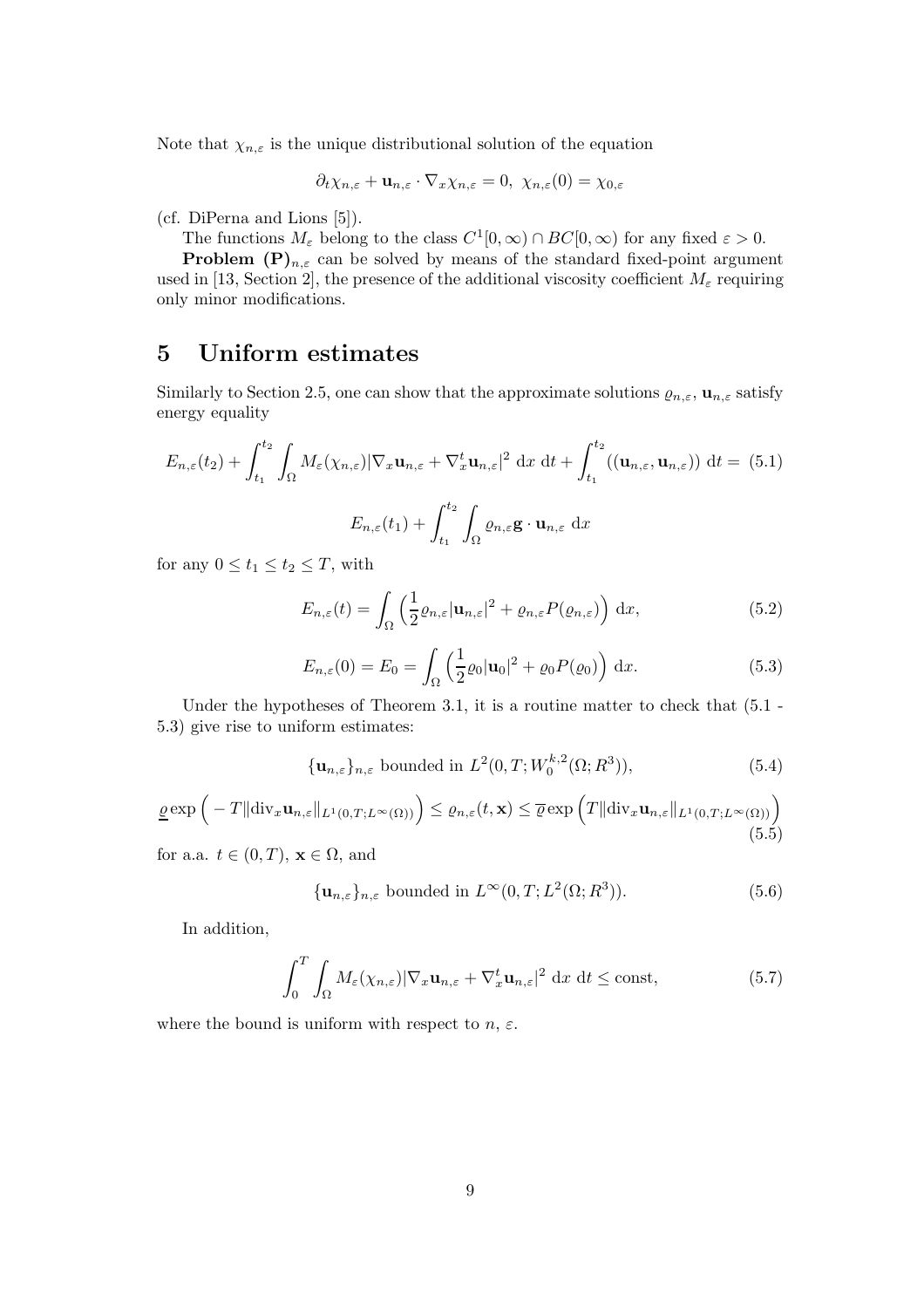Note that $\chi_{n,\varepsilon}$ is the unique distributional solution of the equation

$$\partial_t \chi_{n,\varepsilon} + \mathbf{u}_{n,\varepsilon} \cdot \nabla_x \chi_{n,\varepsilon} = 0, \ \chi_{n,\varepsilon}(0) = \chi_{0,\varepsilon}$$

(cf. DiPerna and Lions [5]).

The functions $M_\varepsilon$ belong to the class $C^1[0,\infty) \cap BC[0,\infty)$ for any fixed $\varepsilon > 0$.

**Problem (P)**$_{n,\varepsilon}$ can be solved by means of the standard fixed-point argument used in [13, Section 2], the presence of the additional viscosity coefficient $M_\varepsilon$ requiring only minor modifications.

# 5 Uniform estimates

Similarly to Section 2.5, one can show that the approximate solutions $\varrho_{n,\varepsilon}$, $\mathbf{u}_{n,\varepsilon}$ satisfy energy equality

$$E_{n,\varepsilon}(t_2) + \int_{t_1}^{t_2} \int_\Omega M_\varepsilon(\chi_{n,\varepsilon}) |\nabla_x \mathbf{u}_{n,\varepsilon} + \nabla_x^t \mathbf{u}_{n,\varepsilon}|^2 \ \mathrm{d}x \ \mathrm{d}t + \int_{t_1}^{t_2} ((\mathbf{u}_{n,\varepsilon}, \mathbf{u}_{n,\varepsilon})) \ \mathrm{d}t = \tag{5.1}$$

$$E_{n,\varepsilon}(t_1) + \int_{t_1}^{t_2} \int_\Omega \varrho_{n,\varepsilon} \mathbf{g} \cdot \mathbf{u}_{n,\varepsilon} \ \mathrm{d}x$$

for any $0 \leq t_1 \leq t_2 \leq T$, with

$$E_{n,\varepsilon}(t) = \int_\Omega \Big( \frac{1}{2} \varrho_{n,\varepsilon} |\mathbf{u}_{n,\varepsilon}|^2 + \varrho_{n,\varepsilon} P(\varrho_{n,\varepsilon}) \Big) \ \mathrm{d}x, \tag{5.2}$$

$$E_{n,\varepsilon}(0) = E_0 = \int_\Omega \Big( \frac{1}{2} \varrho_0 |\mathbf{u}_0|^2 + \varrho_0 P(\varrho_0) \Big) \ \mathrm{d}x. \tag{5.3}$$

Under the hypotheses of Theorem 3.1, it is a routine matter to check that (5.1 - 5.3) give rise to uniform estimates:

$$\{\mathbf{u}_{n,\varepsilon}\}_{n,\varepsilon} \text{ bounded in } L^2(0,T; W_0^{k,2}(\Omega; R^3)), \tag{5.4}$$

$$\underline{\varrho} \exp\Big( -T \|\mathrm{div}_x \mathbf{u}_{n,\varepsilon}\|_{L^1(0,T;L^\infty(\Omega))} \Big) \leq \varrho_{n,\varepsilon}(t,\mathbf{x}) \leq \overline{\varrho} \exp\Big( T \|\mathrm{div}_x \mathbf{u}_{n,\varepsilon}\|_{L^1(0,T;L^\infty(\Omega))} \Big) \tag{5.5}$$

for a.a. $t \in (0,T)$, $\mathbf{x} \in \Omega$, and

$$\{\mathbf{u}_{n,\varepsilon}\}_{n,\varepsilon} \text{ bounded in } L^\infty(0,T; L^2(\Omega; R^3)). \tag{5.6}$$

In addition,

$$\int_0^T \int_\Omega M_\varepsilon(\chi_{n,\varepsilon}) |\nabla_x \mathbf{u}_{n,\varepsilon} + \nabla_x^t \mathbf{u}_{n,\varepsilon}|^2 \ \mathrm{d}x \ \mathrm{d}t \leq \mathrm{const}, \tag{5.7}$$

where the bound is uniform with respect to $n$, $\varepsilon$.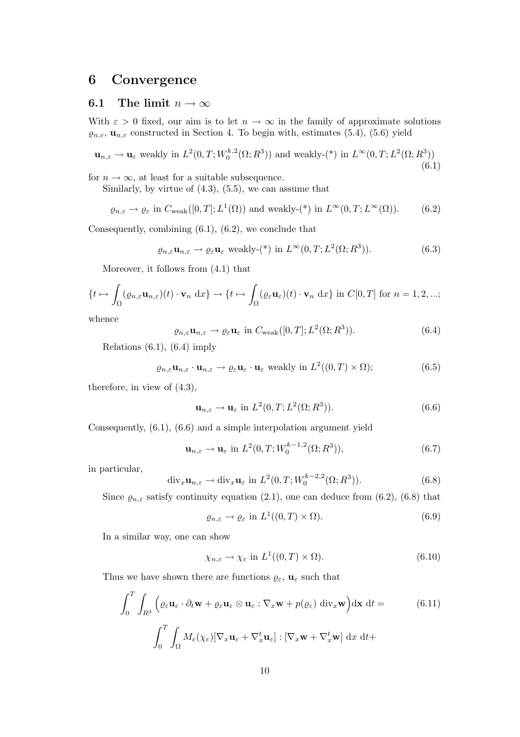# 6 Convergence

## 6.1 The limit $n \to \infty$

With $\varepsilon > 0$ fixed, our aim is to let $n \to \infty$ in the family of approximate solutions $\varrho_{n,\varepsilon}$, $\mathbf{u}_{n,\varepsilon}$ constructed in Section 4. To begin with, estimates (5.4), (5.6) yield

$$\mathbf{u}_{n,\varepsilon} \to \mathbf{u}_\varepsilon \text{ weakly in } L^2(0,T;W_0^{k,2}(\Omega;R^3)) \text{ and weakly-(*) in } L^\infty(0,T;L^2(\Omega;R^3)) \tag{6.1}$$

for $n \to \infty$, at least for a suitable subsequence.

Similarly, by virtue of (4.3), (5.5), we can assume that

$$\varrho_{n,\varepsilon} \to \varrho_\varepsilon \text{ in } C_{\text{weak}}([0,T];L^1(\Omega)) \text{ and weakly-(*) in } L^\infty(0,T;L^\infty(\Omega)). \tag{6.2}$$

Consequently, combining (6.1), (6.2), we conclude that

$$\varrho_{n,\varepsilon}\mathbf{u}_{n,\varepsilon} \to \varrho_\varepsilon \mathbf{u}_\varepsilon \text{ weakly-(*) in } L^\infty(0,T;L^2(\Omega;R^3)). \tag{6.3}$$

Moreover, it follows from (4.1) that

$$\{t \mapsto \int_\Omega (\varrho_{n,\varepsilon}\mathbf{u}_{n,\varepsilon})(t)\cdot \mathbf{v}_n \ \mathrm{d}x\} \to \{t \mapsto \int_\Omega (\varrho_\varepsilon \mathbf{u}_\varepsilon)(t)\cdot \mathbf{v}_n \ \mathrm{d}x\} \text{ in } C[0,T] \text{ for } n = 1,2,...;$$

whence

$$\varrho_{n,\varepsilon}\mathbf{u}_{n,\varepsilon} \to \varrho_\varepsilon \mathbf{u}_\varepsilon \text{ in } C_{\text{weak}}([0,T];L^2(\Omega;R^3)). \tag{6.4}$$

Relations (6.1), (6.4) imply

$$\varrho_{n,\varepsilon}\mathbf{u}_{n,\varepsilon}\cdot \mathbf{u}_{n,\varepsilon} \to \varrho_\varepsilon \mathbf{u}_\varepsilon \cdot \mathbf{u}_\varepsilon \text{ weakly in } L^2((0,T)\times\Omega); \tag{6.5}$$

therefore, in view of (4.3),

$$\mathbf{u}_{n,\varepsilon} \to \mathbf{u}_\varepsilon \text{ in } L^2(0,T;L^2(\Omega;R^3)). \tag{6.6}$$

Consequently, (6.1), (6.6) and a simple interpolation argument yield

$$\mathbf{u}_{n,\varepsilon} \to \mathbf{u}_\varepsilon \text{ in } L^2(0,T;W_0^{k-1,2}(\Omega;R^3)), \tag{6.7}$$

in particular,

$$\mathrm{div}_x \mathbf{u}_{n,\varepsilon} \to \mathrm{div}_x \mathbf{u}_\varepsilon \text{ in } L^2(0,T;W_0^{k-2,2}(\Omega;R^3)). \tag{6.8}$$

Since $\varrho_{n,\varepsilon}$ satisfy continuity equation (2.1), one can deduce from (6.2), (6.8) that

$$\varrho_{n,\varepsilon} \to \varrho_\varepsilon \text{ in } L^1((0,T)\times\Omega). \tag{6.9}$$

In a similar way, one can show

$$\chi_{n,\varepsilon} \to \chi_\varepsilon \text{ in } L^1((0,T)\times\Omega). \tag{6.10}$$

Thus we have shown there are functions $\varrho_\varepsilon$, $\mathbf{u}_\varepsilon$ such that

$$\int_0^T \int_{R^3} \Big( \varrho_\varepsilon \mathbf{u}_\varepsilon \cdot \partial_t \mathbf{w} + \varrho_\varepsilon \mathbf{u}_\varepsilon \otimes \mathbf{u}_\varepsilon : \nabla_x \mathbf{w} + p(\varrho_\varepsilon) \ \mathrm{div}_x \mathbf{w} \Big) \mathrm{d}\mathbf{x} \ \mathrm{d}t = \tag{6.11}$$

$$\int_0^T \int_\Omega M_\varepsilon(\chi_\varepsilon)[\nabla_x \mathbf{u}_\varepsilon + \nabla_x^t \mathbf{u}_\varepsilon] : [\nabla_x \mathbf{w} + \nabla_x^t \mathbf{w}] \ \mathrm{d}x \ \mathrm{d}t +$$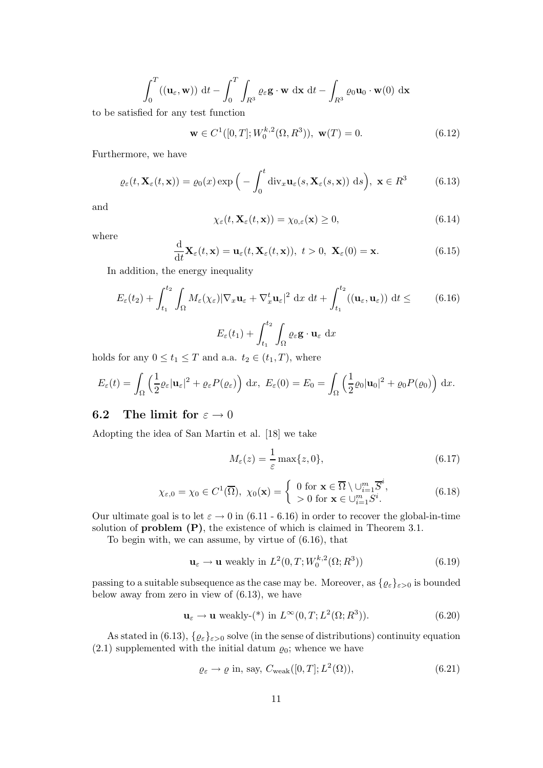$$\int_0^T ((\mathbf{u}_\varepsilon, \mathbf{w}))\ \mathrm{d}t - \int_0^T \int_{R^3} \varrho_\varepsilon \mathbf{g} \cdot \mathbf{w}\ \mathrm{d}\mathbf{x}\ \mathrm{d}t - \int_{R^3} \varrho_0 \mathbf{u}_0 \cdot \mathbf{w}(0)\ \mathrm{d}\mathbf{x}$$

to be satisfied for any test function

$$\mathbf{w} \in C^1([0,T]; W_0^{k,2}(\Omega, R^3)),\ \mathbf{w}(T) = 0. \tag{6.12}$$

Furthermore, we have

$$\varrho_\varepsilon(t, \mathbf{X}_\varepsilon(t, \mathbf{x})) = \varrho_0(x) \exp\Big( - \int_0^t \mathrm{div}_x \mathbf{u}_\varepsilon(s, \mathbf{X}_\varepsilon(s, \mathbf{x}))\ \mathrm{d}s \Big),\ \mathbf{x} \in R^3 \tag{6.13}$$

and

$$\chi_\varepsilon(t, \mathbf{X}_\varepsilon(t, \mathbf{x})) = \chi_{0,\varepsilon}(\mathbf{x}) \geq 0, \tag{6.14}$$

where

$$\frac{\mathrm{d}}{\mathrm{d}t} \mathbf{X}_\varepsilon(t, \mathbf{x}) = \mathbf{u}_\varepsilon(t, \mathbf{X}_\varepsilon(t, \mathbf{x})),\ t > 0,\ \mathbf{X}_\varepsilon(0) = \mathbf{x}. \tag{6.15}$$

In addition, the energy inequality

$$E_\varepsilon(t_2) + \int_{t_1}^{t_2} \int_\Omega M_\varepsilon(\chi_\varepsilon) |\nabla_x \mathbf{u}_\varepsilon + \nabla_x^t \mathbf{u}_\varepsilon|^2\ \mathrm{d}x\ \mathrm{d}t + \int_{t_1}^{t_2} ((\mathbf{u}_\varepsilon, \mathbf{u}_\varepsilon))\ \mathrm{d}t \leq \tag{6.16}$$

$$E_\varepsilon(t_1) + \int_{t_1}^{t_2} \int_\Omega \varrho_\varepsilon \mathbf{g} \cdot \mathbf{u}_\varepsilon\ \mathrm{d}x$$

holds for any $0 \leq t_1 \leq T$ and a.a. $t_2 \in (t_1, T)$, where

$$E_\varepsilon(t) = \int_\Omega \Big( \frac{1}{2} \varrho_\varepsilon |\mathbf{u}_\varepsilon|^2 + \varrho_\varepsilon P(\varrho_\varepsilon) \Big)\ \mathrm{d}x,\ E_\varepsilon(0) = E_0 = \int_\Omega \Big( \frac{1}{2} \varrho_0 |\mathbf{u}_0|^2 + \varrho_0 P(\varrho_0) \Big)\ \mathrm{d}x.$$

## 6.2 The limit for $\varepsilon \to 0$

Adopting the idea of San Martin et al. [18] we take

$$M_\varepsilon(z) = \frac{1}{\varepsilon} \max\{z, 0\}, \tag{6.17}$$

$$\chi_{\varepsilon,0} = \chi_0 \in C^1(\overline{\Omega}),\ \chi_0(\mathbf{x}) = \left\{ \begin{array}{l} 0 \text{ for } \mathbf{x} \in \overline{\Omega} \setminus \cup_{i=1}^m \overline{S}^i, \\ > 0 \text{ for } \mathbf{x} \in \cup_{i=1}^m S^i. \end{array} \right. \tag{6.18}$$

Our ultimate goal is to let $\varepsilon \to 0$ in (6.11 - 6.16) in order to recover the global-in-time solution of **problem (P)**, the existence of which is claimed in Theorem 3.1.

To begin with, we can assume, by virtue of (6.16), that

$$\mathbf{u}_\varepsilon \to \mathbf{u} \text{ weakly in } L^2(0,T; W_0^{k,2}(\Omega; R^3)) \tag{6.19}$$

passing to a suitable subsequence as the case may be. Moreover, as $\{\varrho_\varepsilon\}_{\varepsilon > 0}$ is bounded below away from zero in view of (6.13), we have

$$\mathbf{u}_\varepsilon \to \mathbf{u} \text{ weakly-}(*) \text{ in } L^\infty(0,T; L^2(\Omega; R^3)). \tag{6.20}$$

As stated in (6.13), $\{\varrho_\varepsilon\}_{\varepsilon > 0}$ solve (in the sense of distributions) continuity equation (2.1) supplemented with the initial datum $\varrho_0$; whence we have

$$\varrho_\varepsilon \to \varrho \text{ in, say, } C_{\mathrm{weak}}([0,T]; L^2(\Omega)), \tag{6.21}$$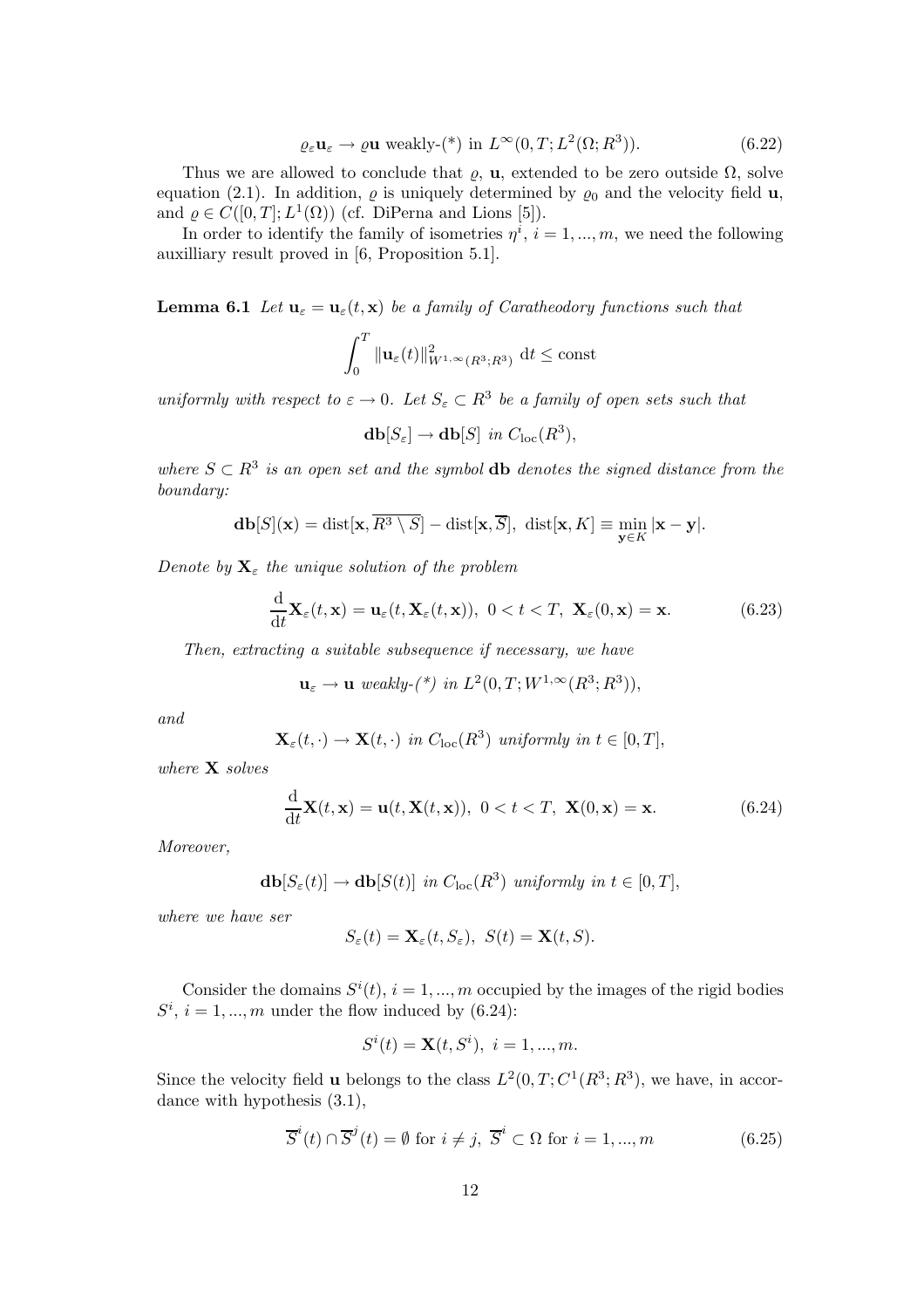$$\varrho_\varepsilon \mathbf{u}_\varepsilon \to \varrho \mathbf{u} \text{ weakly-(*) in } L^\infty(0,T;L^2(\Omega;R^3)). \tag{6.22}$$

Thus we are allowed to conclude that $\varrho$, $\mathbf{u}$, extended to be zero outside $\Omega$, solve equation (2.1). In addition, $\varrho$ is uniquely determined by $\varrho_0$ and the velocity field $\mathbf{u}$, and $\varrho \in C([0,T];L^1(\Omega))$ (cf. DiPerna and Lions [5]).

In order to identify the family of isometries $\eta^i$, $i = 1,...,m$, we need the following auxilliary result proved in [6, Proposition 5.1].

**Lemma 6.1** *Let $\mathbf{u}_\varepsilon = \mathbf{u}_\varepsilon(t,\mathbf{x})$ be a family of Caratheodory functions such that*

$$\int_0^T \|\mathbf{u}_\varepsilon(t)\|^2_{W^{1,\infty}(R^3;R^3)} \, \mathrm{d}t \leq \text{const}$$

*uniformly with respect to $\varepsilon \to 0$. Let $S_\varepsilon \subset R^3$ be a family of open sets such that*

$$\mathbf{db}[S_\varepsilon] \to \mathbf{db}[S] \text{ in } C_{\mathrm{loc}}(R^3),$$

*where $S \subset R^3$ is an open set and the symbol $\mathbf{db}$ denotes the signed distance from the boundary:*

$$\mathbf{db}[S](\mathbf{x}) = \mathrm{dist}[\mathbf{x}, \overline{R^3 \setminus S}] - \mathrm{dist}[\mathbf{x}, \overline{S}], \ \mathrm{dist}[\mathbf{x}, K] \equiv \min_{\mathbf{y} \in K} |\mathbf{x} - \mathbf{y}|.$$

*Denote by $\mathbf{X}_\varepsilon$ the unique solution of the problem*

$$\frac{\mathrm{d}}{\mathrm{d}t}\mathbf{X}_\varepsilon(t,\mathbf{x}) = \mathbf{u}_\varepsilon(t, \mathbf{X}_\varepsilon(t,\mathbf{x})), \ 0 < t < T, \ \mathbf{X}_\varepsilon(0,\mathbf{x}) = \mathbf{x}. \tag{6.23}$$

*Then, extracting a suitable subsequence if necessary, we have*

$$\mathbf{u}_\varepsilon \to \mathbf{u} \textit{ weakly-(*) in } L^2(0,T;W^{1,\infty}(R^3;R^3)),$$

*and*

$$\mathbf{X}_\varepsilon(t,\cdot) \to \mathbf{X}(t,\cdot) \textit{ in } C_{\mathrm{loc}}(R^3) \textit{ uniformly in } t \in [0,T],$$

*where $\mathbf{X}$ solves*

$$\frac{\mathrm{d}}{\mathrm{d}t}\mathbf{X}(t,\mathbf{x}) = \mathbf{u}(t, \mathbf{X}(t,\mathbf{x})), \ 0 < t < T, \ \mathbf{X}(0,\mathbf{x}) = \mathbf{x}. \tag{6.24}$$

*Moreover,*

$$\mathbf{db}[S_\varepsilon(t)] \to \mathbf{db}[S(t)] \textit{ in } C_{\mathrm{loc}}(R^3) \textit{ uniformly in } t \in [0,T],$$

*where we have ser*

$$S_\varepsilon(t) = \mathbf{X}_\varepsilon(t, S_\varepsilon), \ S(t) = \mathbf{X}(t, S).$$

Consider the domains $S^i(t)$, $i = 1,...,m$ occupied by the images of the rigid bodies $S^i$, $i = 1,...,m$ under the flow induced by (6.24):

$$S^i(t) = \mathbf{X}(t, S^i), \ i = 1,...,m.$$

Since the velocity field $\mathbf{u}$ belongs to the class $L^2(0,T;C^1(R^3;R^3))$, we have, in accordance with hypothesis (3.1),

$$\overline{S}^i(t) \cap \overline{S}^j(t) = \emptyset \text{ for } i \neq j, \ \overline{S}^i \subset \Omega \text{ for } i = 1,...,m \tag{6.25}$$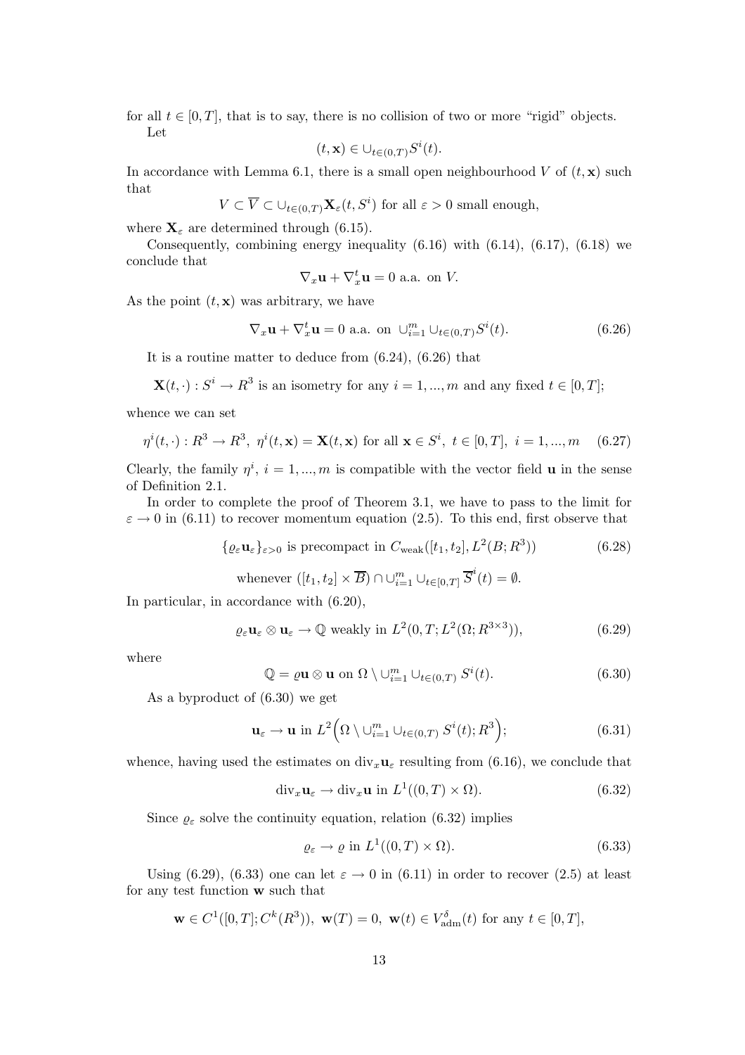for all $t \in [0, T]$, that is to say, there is no collision of two or more "rigid" objects.

Let

$$(t, \mathbf{x}) \in \cup_{t \in (0,T)} S^i(t).$$

In accordance with Lemma 6.1, there is a small open neighbourhood $V$ of $(t, \mathbf{x})$ such that

$$V \subset \overline{V} \subset \cup_{t \in (0,T)} \mathbf{X}_\varepsilon(t, S^i) \text{ for all } \varepsilon > 0 \text{ small enough,}$$

where $\mathbf{X}_\varepsilon$ are determined through (6.15).

Consequently, combining energy inequality (6.16) with (6.14), (6.17), (6.18) we conclude that

$$\nabla_x \mathbf{u} + \nabla_x^t \mathbf{u} = 0 \text{ a.a. on } V.$$

As the point $(t, \mathbf{x})$ was arbitrary, we have

$$\nabla_x \mathbf{u} + \nabla_x^t \mathbf{u} = 0 \text{ a.a. on } \cup_{i=1}^m \cup_{t \in (0,T)} S^i(t). \tag{6.26}$$

It is a routine matter to deduce from (6.24), (6.26) that

$$\mathbf{X}(t, \cdot) : S^i \to R^3 \text{ is an isometry for any } i = 1, ..., m \text{ and any fixed } t \in [0, T];$$

whence we can set

$$\eta^i(t, \cdot) : R^3 \to R^3, \ \eta^i(t, \mathbf{x}) = \mathbf{X}(t, \mathbf{x}) \text{ for all } \mathbf{x} \in S^i, \ t \in [0, T], \ i = 1, ..., m \tag{6.27}$$

Clearly, the family $\eta^i$, $i = 1, ..., m$ is compatible with the vector field $\mathbf{u}$ in the sense of Definition 2.1.

In order to complete the proof of Theorem 3.1, we have to pass to the limit for $\varepsilon \to 0$ in (6.11) to recover momentum equation (2.5). To this end, first observe that

$$\{\varrho_\varepsilon \mathbf{u}_\varepsilon\}_{\varepsilon > 0} \text{ is precompact in } C_{\rm weak}([t_1, t_2], L^2(B; R^3)) \tag{6.28}$$

$$\text{whenever } ([t_1, t_2] \times \overline{B}) \cap \cup_{i=1}^m \cup_{t \in [0,T]} \overline{S}^i(t) = \emptyset.$$

In particular, in accordance with (6.20),

$$\varrho_\varepsilon \mathbf{u}_\varepsilon \otimes \mathbf{u}_\varepsilon \to \mathbb{Q} \text{ weakly in } L^2(0, T; L^2(\Omega; R^{3\times 3})), \tag{6.29}$$

where

$$\mathbb{Q} = \varrho \mathbf{u} \otimes \mathbf{u} \text{ on } \Omega \setminus \cup_{i=1}^m \cup_{t \in (0,T)} S^i(t). \tag{6.30}$$

As a byproduct of (6.30) we get

$$\mathbf{u}_\varepsilon \to \mathbf{u} \text{ in } L^2\Big(\Omega \setminus \cup_{i=1}^m \cup_{t \in (0,T)} S^i(t); R^3\Big); \tag{6.31}$$

whence, having used the estimates on ${\rm div}_x \mathbf{u}_\varepsilon$ resulting from (6.16), we conclude that

$${\rm div}_x \mathbf{u}_\varepsilon \to {\rm div}_x \mathbf{u} \text{ in } L^1((0, T) \times \Omega). \tag{6.32}$$

Since $\varrho_\varepsilon$ solve the continuity equation, relation (6.32) implies

$$\varrho_\varepsilon \to \varrho \text{ in } L^1((0, T) \times \Omega). \tag{6.33}$$

Using (6.29), (6.33) one can let $\varepsilon \to 0$ in (6.11) in order to recover (2.5) at least for any test function $\mathbf{w}$ such that

$$\mathbf{w} \in C^1([0, T]; C^k(R^3)), \ \mathbf{w}(T) = 0, \ \mathbf{w}(t) \in V^\delta_{\rm adm}(t) \text{ for any } t \in [0, T],$$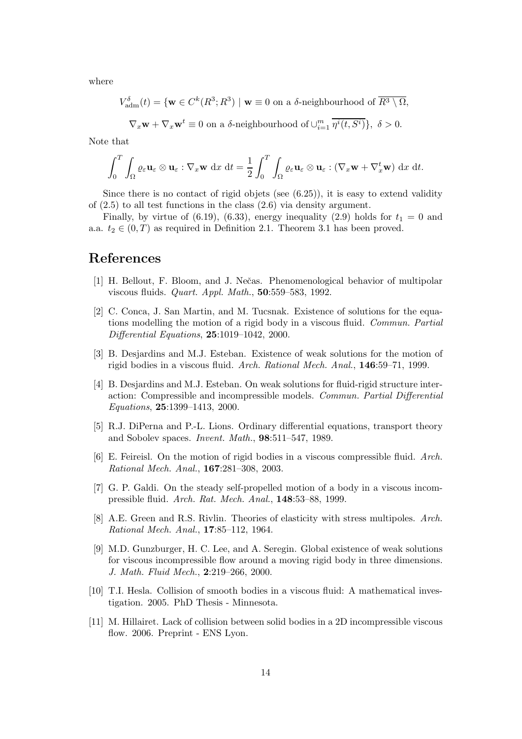where

$$V^{\delta}_{\rm adm}(t) = \{ \mathbf{w} \in C^k(R^3; R^3) \mid \mathbf{w} \equiv 0 \text{ on a } \delta\text{-neighbourhood of } \overline{R^3 \setminus \Omega},$$

$$\nabla_x \mathbf{w} + \nabla_x \mathbf{w}^t \equiv 0 \text{ on a } \delta\text{-neighbourhood of } \cup_{i=1}^m \overline{\eta^i(t, S^i)} \}, \ \delta > 0.$$

Note that

$$\int_0^T \int_\Omega \varrho_\varepsilon \mathbf{u}_\varepsilon \otimes \mathbf{u}_\varepsilon : \nabla_x \mathbf{w} \ {\rm d}x \ {\rm d}t = \frac{1}{2} \int_0^T \int_\Omega \varrho_\varepsilon \mathbf{u}_\varepsilon \otimes \mathbf{u}_\varepsilon : (\nabla_x \mathbf{w} + \nabla_x^t \mathbf{w}) \ {\rm d}x \ {\rm d}t.$$

Since there is no contact of rigid objets (see (6.25)), it is easy to extend validity of (2.5) to all test functions in the class (2.6) via density argument.

Finally, by virtue of (6.19), (6.33), energy inequality (2.9) holds for $t_1 = 0$ and a.a. $t_2 \in (0, T)$ as required in Definition 2.1. Theorem 3.1 has been proved.

# References

[1] H. Bellout, F. Bloom, and J. Nečas. Phenomenological behavior of multipolar viscous fluids. *Quart. Appl. Math.*, **50**:559–583, 1992.

[2] C. Conca, J. San Martin, and M. Tucsnak. Existence of solutions for the equations modelling the motion of a rigid body in a viscous fluid. *Commun. Partial Differential Equations*, **25**:1019–1042, 2000.

[3] B. Desjardins and M.J. Esteban. Existence of weak solutions for the motion of rigid bodies in a viscous fluid. *Arch. Rational Mech. Anal.*, **146**:59–71, 1999.

[4] B. Desjardins and M.J. Esteban. On weak solutions for fluid-rigid structure interaction: Compressible and incompressible models. *Commun. Partial Differential Equations*, **25**:1399–1413, 2000.

[5] R.J. DiPerna and P.-L. Lions. Ordinary differential equations, transport theory and Sobolev spaces. *Invent. Math.*, **98**:511–547, 1989.

[6] E. Feireisl. On the motion of rigid bodies in a viscous compressible fluid. *Arch. Rational Mech. Anal.*, **167**:281–308, 2003.

[7] G. P. Galdi. On the steady self-propelled motion of a body in a viscous incompressible fluid. *Arch. Rat. Mech. Anal.*, **148**:53–88, 1999.

[8] A.E. Green and R.S. Rivlin. Theories of elasticity with stress multipoles. *Arch. Rational Mech. Anal.*, **17**:85–112, 1964.

[9] M.D. Gunzburger, H. C. Lee, and A. Seregin. Global existence of weak solutions for viscous incompressible flow around a moving rigid body in three dimensions. *J. Math. Fluid Mech.*, **2**:219–266, 2000.

[10] T.I. Hesla. Collision of smooth bodies in a viscous fluid: A mathematical investigation. 2005. PhD Thesis - Minnesota.

[11] M. Hillairet. Lack of collision between solid bodies in a 2D incompressible viscous flow. 2006. Preprint - ENS Lyon.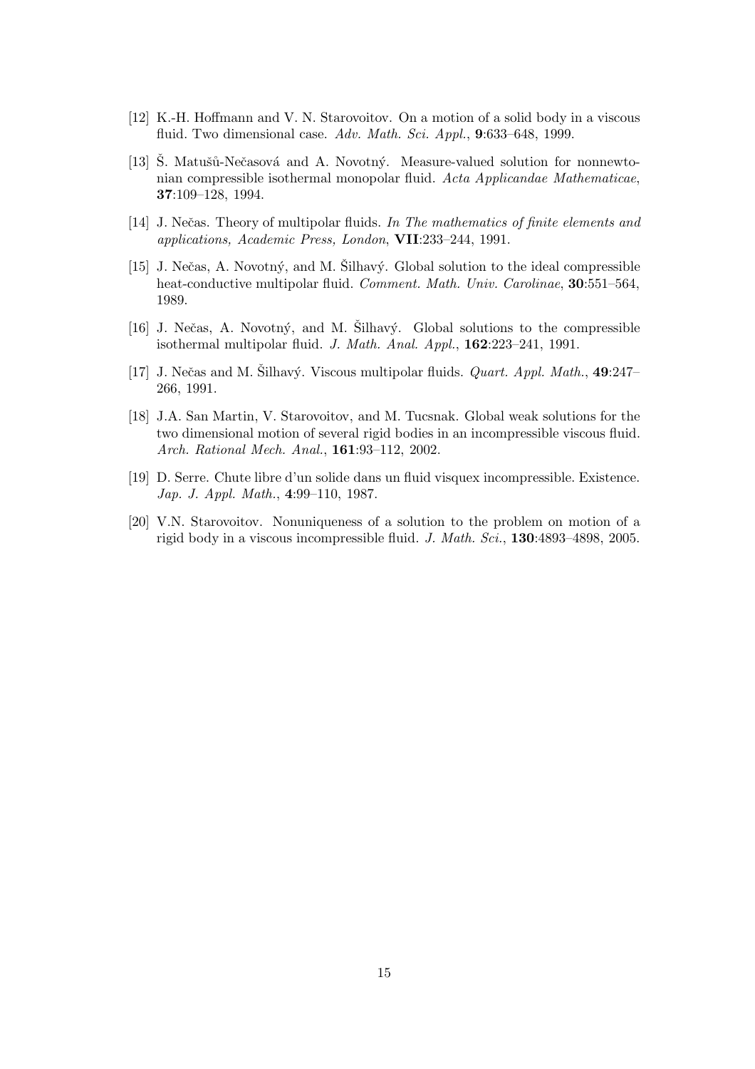[12] K.-H. Hoffmann and V. N. Starovoitov. On a motion of a solid body in a viscous fluid. Two dimensional case. *Adv. Math. Sci. Appl.*, **9**:633–648, 1999.

[13] Š. Matušů-Nečasová and A. Novotný. Measure-valued solution for nonnewtonian compressible isothermal monopolar fluid. *Acta Applicandae Mathematicae*, **37**:109–128, 1994.

[14] J. Nečas. Theory of multipolar fluids. *In The mathematics of finite elements and applications, Academic Press, London*, **VII**:233–244, 1991.

[15] J. Nečas, A. Novotný, and M. Šilhavý. Global solution to the ideal compressible heat-conductive multipolar fluid. *Comment. Math. Univ. Carolinae*, **30**:551–564, 1989.

[16] J. Nečas, A. Novotný, and M. Šilhavý. Global solutions to the compressible isothermal multipolar fluid. *J. Math. Anal. Appl.*, **162**:223–241, 1991.

[17] J. Nečas and M. Šilhavý. Viscous multipolar fluids. *Quart. Appl. Math.*, **49**:247–266, 1991.

[18] J.A. San Martin, V. Starovoitov, and M. Tucsnak. Global weak solutions for the two dimensional motion of several rigid bodies in an incompressible viscous fluid. *Arch. Rational Mech. Anal.*, **161**:93–112, 2002.

[19] D. Serre. Chute libre d'un solide dans un fluid visquex incompressible. Existence. *Jap. J. Appl. Math.*, **4**:99–110, 1987.

[20] V.N. Starovoitov. Nonuniqueness of a solution to the problem on motion of a rigid body in a viscous incompressible fluid. *J. Math. Sci.*, **130**:4893–4898, 2005.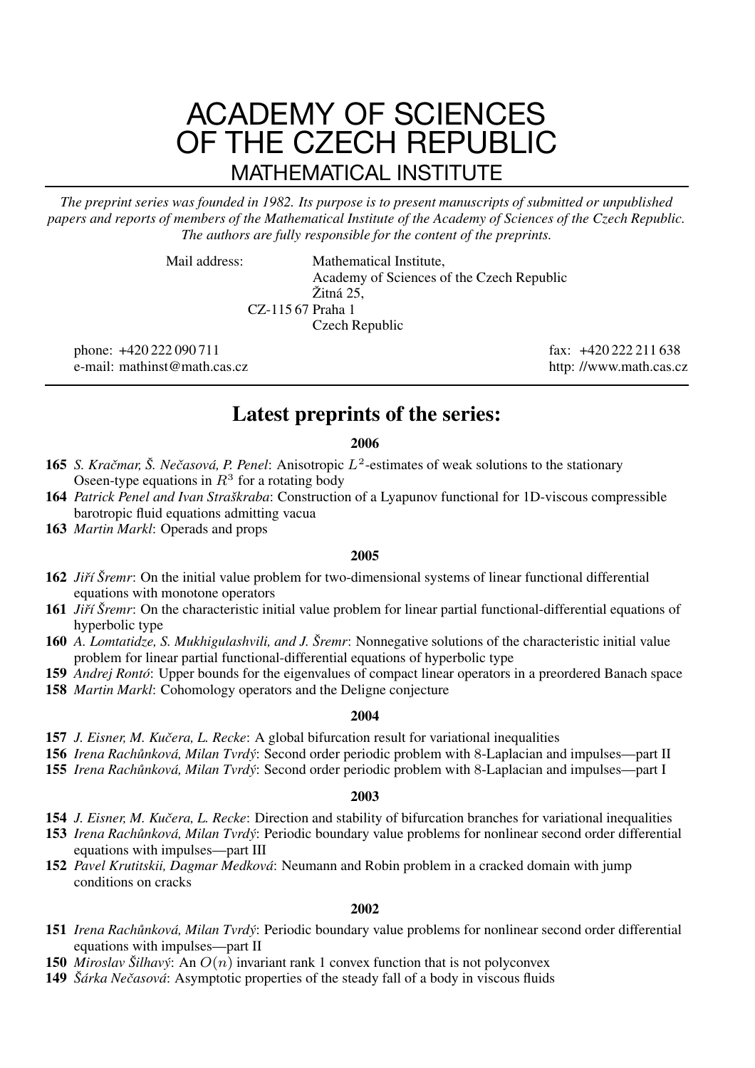# ACADEMY OF SCIENCES OF THE CZECH REPUBLIC

## MATHEMATICAL INSTITUTE

*The preprint series was founded in 1982. Its purpose is to present manuscripts of submitted or unpublished papers and reports of members of the Mathematical Institute of the Academy of Sciences of the Czech Republic. The authors are fully responsible for the content of the preprints.*

Mail address: Mathematical Institute,
Academy of Sciences of the Czech Republic
Žitná 25,
CZ-115 67 Praha 1
Czech Republic

phone: +420 222 090 711
fax: +420 222 211 638
e-mail: mathinst@math.cas.cz
http: //www.math.cas.cz

## Latest preprints of the series:

**2006**

**165** *S. Kračmar, Š. Nečasová, P. Penel*: Anisotropic $L^2$-estimates of weak solutions to the stationary Oseen-type equations in $R^3$ for a rotating body

**164** *Patrick Penel and Ivan Straškraba*: Construction of a Lyapunov functional for 1D-viscous compressible barotropic fluid equations admitting vacua

**163** *Martin Markl*: Operads and props

**2005**

**162** *Jiří Šremr*: On the initial value problem for two-dimensional systems of linear functional differential equations with monotone operators

**161** *Jiří Šremr*: On the characteristic initial value problem for linear partial functional-differential equations of hyperbolic type

**160** *A. Lomtatidze, S. Mukhigulashvili, and J. Šremr*: Nonnegative solutions of the characteristic initial value problem for linear partial functional-differential equations of hyperbolic type

**159** *Andrej Rontó*: Upper bounds for the eigenvalues of compact linear operators in a preordered Banach space

**158** *Martin Markl*: Cohomology operators and the Deligne conjecture

**2004**

**157** *J. Eisner, M. Kučera, L. Recke*: A global bifurcation result for variational inequalities

**156** *Irena Rachůnková, Milan Tvrdý*: Second order periodic problem with 8-Laplacian and impulses—part II

**155** *Irena Rachůnková, Milan Tvrdý*: Second order periodic problem with 8-Laplacian and impulses—part I

**2003**

**154** *J. Eisner, M. Kučera, L. Recke*: Direction and stability of bifurcation branches for variational inequalities

**153** *Irena Rachůnková, Milan Tvrdý*: Periodic boundary value problems for nonlinear second order differential equations with impulses—part III

**152** *Pavel Krutitskii, Dagmar Medková*: Neumann and Robin problem in a cracked domain with jump conditions on cracks

**2002**

**151** *Irena Rachůnková, Milan Tvrdý*: Periodic boundary value problems for nonlinear second order differential equations with impulses—part II

**150** *Miroslav Šilhavý*: An $O(n)$ invariant rank 1 convex function that is not polyconvex

**149** *Šárka Nečasová*: Asymptotic properties of the steady fall of a body in viscous fluids